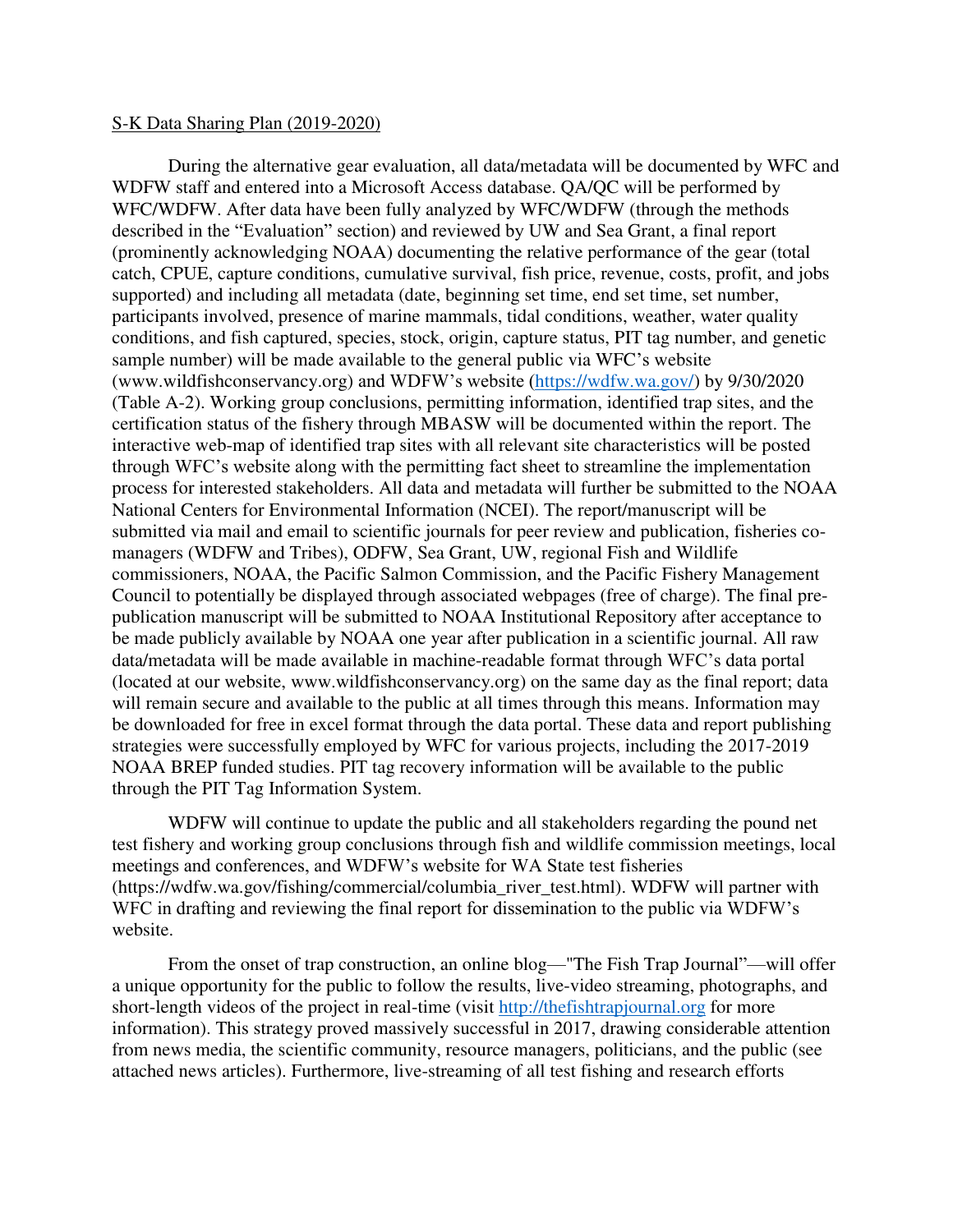S-K Data Sharing Plan (2019-2020)

During the alternative gear evaluation, all data/metadata will be documented by WFC and WDFW staff and entered into a Microsoft Access database. QA/QC will be performed by WFC/WDFW. After data have been fully analyzed by WFC/WDFW (through the methods described in the "Evaluation" section) and reviewed by UW and Sea Grant, a final report (prominently acknowledging NOAA) documenting the relative performance of the gear (total catch, CPUE, capture conditions, cumulative survival, fish price, revenue, costs, profit, and jobs supported) and including all metadata (date, beginning set time, end set time, set number, participants involved, presence of marine mammals, tidal conditions, weather, water quality conditions, and fish captured, species, stock, origin, capture status, PIT tag number, and genetic sample number) will be made available to the general public via WFC's website (www.wildfishconservancy.org) and WDFW's website (https://wdfw.wa.gov/) by 9/30/2020 (Table A-2). Working group conclusions, permitting information, identified trap sites, and the certification status of the fishery through MBASW will be documented within the report. The interactive web-map of identified trap sites with all relevant site characteristics will be posted through WFC's website along with the permitting fact sheet to streamline the implementation process for interested stakeholders. All data and metadata will further be submitted to the NOAA National Centers for Environmental Information (NCEI). The report/manuscript will be submitted via mail and email to scientific journals for peer review and publication, fisheries co-managers (WDFW and Tribes), ODFW, Sea Grant, UW, regional Fish and Wildlife commissioners, NOAA, the Pacific Salmon Commission, and the Pacific Fishery Management Council to potentially be displayed through associated webpages (free of charge). The final pre-publication manuscript will be submitted to NOAA Institutional Repository after acceptance to be made publicly available by NOAA one year after publication in a scientific journal. All raw data/metadata will be made available in machine-readable format through WFC's data portal (located at our website, www.wildfishconservancy.org) on the same day as the final report; data will remain secure and available to the public at all times through this means. Information may be downloaded for free in excel format through the data portal. These data and report publishing strategies were successfully employed by WFC for various projects, including the 2017-2019 NOAA BREP funded studies. PIT tag recovery information will be available to the public through the PIT Tag Information System.

WDFW will continue to update the public and all stakeholders regarding the pound net test fishery and working group conclusions through fish and wildlife commission meetings, local meetings and conferences, and WDFW's website for WA State test fisheries (https://wdfw.wa.gov/fishing/commercial/columbia_river_test.html). WDFW will partner with WFC in drafting and reviewing the final report for dissemination to the public via WDFW's website.

From the onset of trap construction, an online blog—"The Fish Trap Journal"—will offer a unique opportunity for the public to follow the results, live-video streaming, photographs, and short-length videos of the project in real-time (visit http://thefishtrapjournal.org for more information). This strategy proved massively successful in 2017, drawing considerable attention from news media, the scientific community, resource managers, politicians, and the public (see attached news articles). Furthermore, live-streaming of all test fishing and research efforts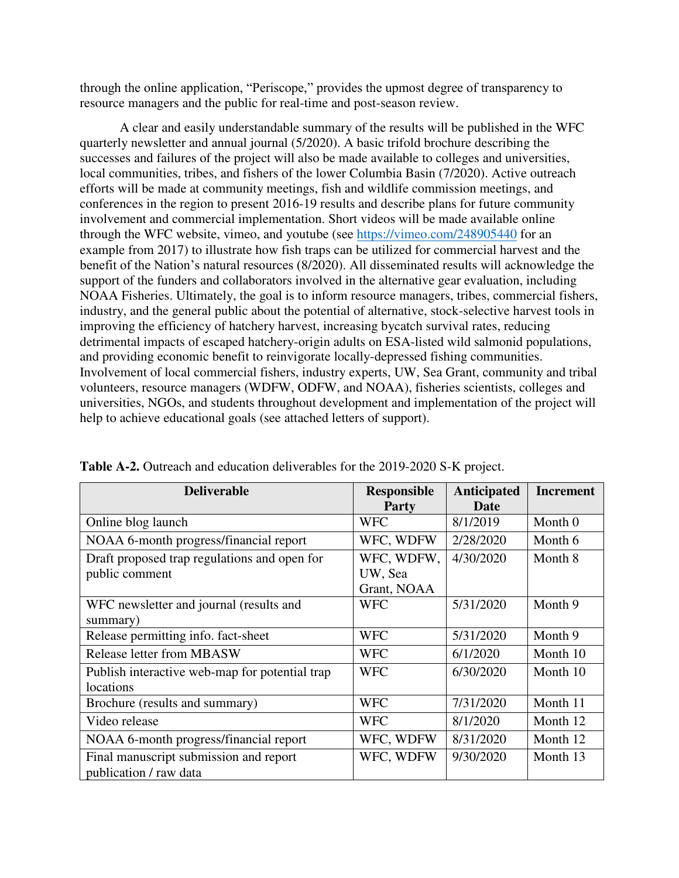through the online application, "Periscope," provides the upmost degree of transparency to resource managers and the public for real-time and post-season review.

A clear and easily understandable summary of the results will be published in the WFC quarterly newsletter and annual journal (5/2020). A basic trifold brochure describing the successes and failures of the project will also be made available to colleges and universities, local communities, tribes, and fishers of the lower Columbia Basin (7/2020). Active outreach efforts will be made at community meetings, fish and wildlife commission meetings, and conferences in the region to present 2016-19 results and describe plans for future community involvement and commercial implementation. Short videos will be made available online through the WFC website, vimeo, and youtube (see https://vimeo.com/248905440 for an example from 2017) to illustrate how fish traps can be utilized for commercial harvest and the benefit of the Nation's natural resources (8/2020). All disseminated results will acknowledge the support of the funders and collaborators involved in the alternative gear evaluation, including NOAA Fisheries. Ultimately, the goal is to inform resource managers, tribes, commercial fishers, industry, and the general public about the potential of alternative, stock-selective harvest tools in improving the efficiency of hatchery harvest, increasing bycatch survival rates, reducing detrimental impacts of escaped hatchery-origin adults on ESA-listed wild salmonid populations, and providing economic benefit to reinvigorate locally-depressed fishing communities. Involvement of local commercial fishers, industry experts, UW, Sea Grant, community and tribal volunteers, resource managers (WDFW, ODFW, and NOAA), fisheries scientists, colleges and universities, NGOs, and students throughout development and implementation of the project will help to achieve educational goals (see attached letters of support).

**Table A-2.** Outreach and education deliverables for the 2019-2020 S-K project.

| Deliverable | Responsible Party | Anticipated Date | Increment |
|---|---|---|---|
| Online blog launch | WFC | 8/1/2019 | Month 0 |
| NOAA 6-month progress/financial report | WFC, WDFW | 2/28/2020 | Month 6 |
| Draft proposed trap regulations and open for public comment | WFC, WDFW, UW, Sea Grant, NOAA | 4/30/2020 | Month 8 |
| WFC newsletter and journal (results and summary) | WFC | 5/31/2020 | Month 9 |
| Release permitting info. fact-sheet | WFC | 5/31/2020 | Month 9 |
| Release letter from MBASW | WFC | 6/1/2020 | Month 10 |
| Publish interactive web-map for potential trap locations | WFC | 6/30/2020 | Month 10 |
| Brochure (results and summary) | WFC | 7/31/2020 | Month 11 |
| Video release | WFC | 8/1/2020 | Month 12 |
| NOAA 6-month progress/financial report | WFC, WDFW | 8/31/2020 | Month 12 |
| Final manuscript submission and report publication / raw data | WFC, WDFW | 9/30/2020 | Month 13 |